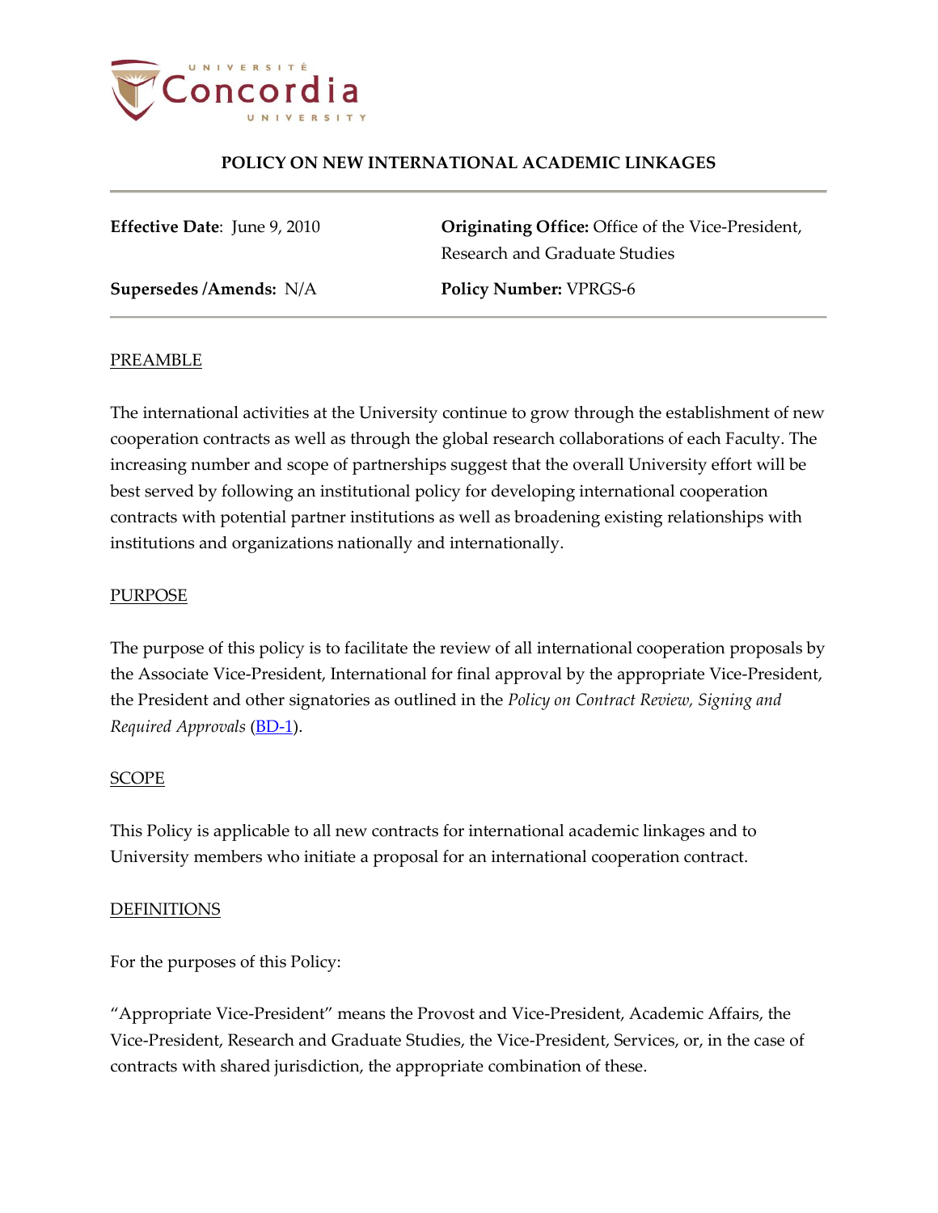# POLICY ON NEW INTERNATIONAL ACADEMIC LINKAGES

**Effective Date**: June 9, 2010

**Originating Office:** Office of the Vice-President, Research and Graduate Studies

**Supersedes /Amends:** N/A

**Policy Number:** VPRGS-6

## PREAMBLE

The international activities at the University continue to grow through the establishment of new cooperation contracts as well as through the global research collaborations of each Faculty. The increasing number and scope of partnerships suggest that the overall University effort will be best served by following an institutional policy for developing international cooperation contracts with potential partner institutions as well as broadening existing relationships with institutions and organizations nationally and internationally.

## PURPOSE

The purpose of this policy is to facilitate the review of all international cooperation proposals by the Associate Vice-President, International for final approval by the appropriate Vice-President, the President and other signatories as outlined in the *Policy on Contract Review, Signing and Required Approvals* (BD-1).

## SCOPE

This Policy is applicable to all new contracts for international academic linkages and to University members who initiate a proposal for an international cooperation contract.

## DEFINITIONS

For the purposes of this Policy:

"Appropriate Vice-President" means the Provost and Vice-President, Academic Affairs, the Vice-President, Research and Graduate Studies, the Vice-President, Services, or, in the case of contracts with shared jurisdiction, the appropriate combination of these.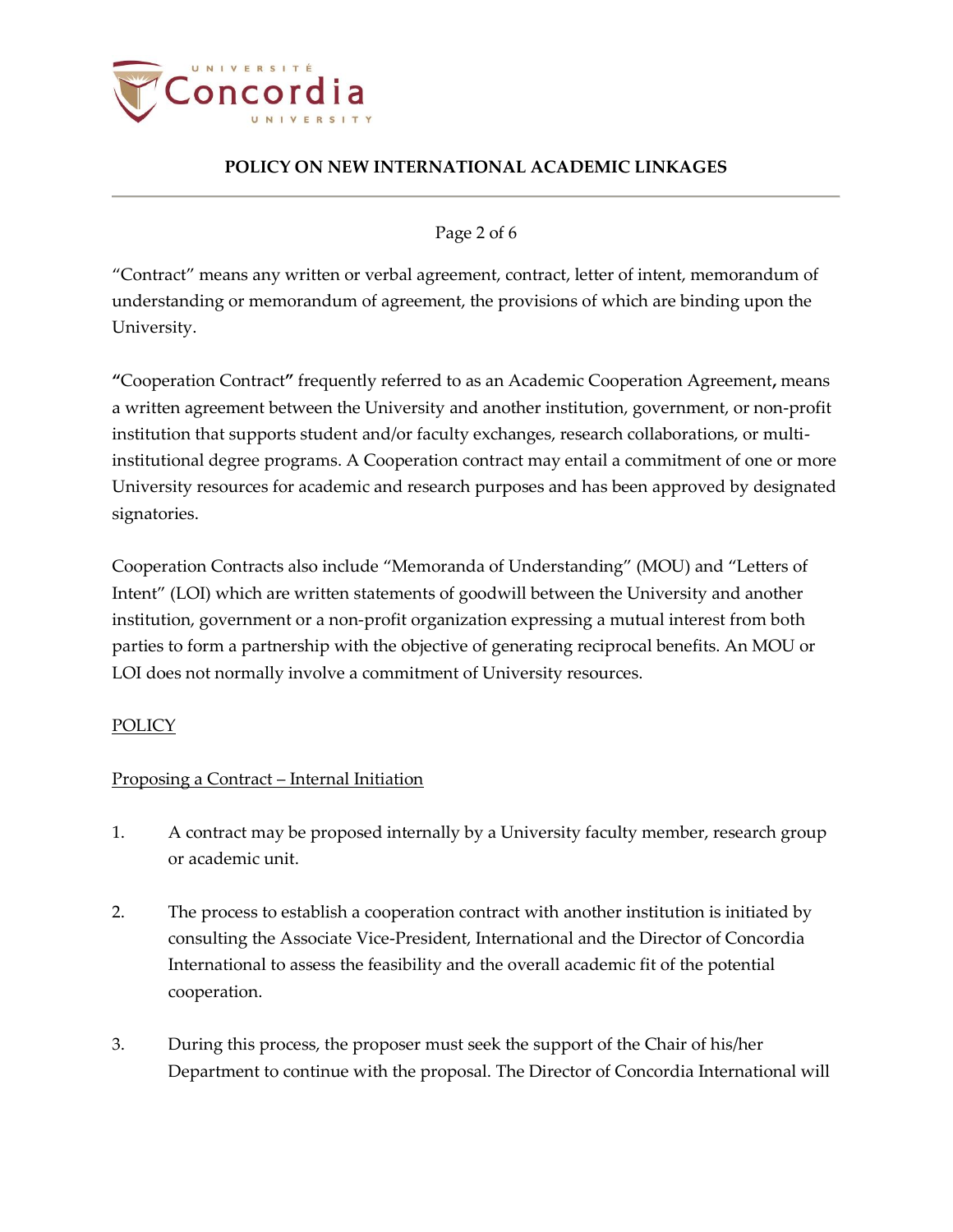"Contract" means any written or verbal agreement, contract, letter of intent, memorandum of understanding or memorandum of agreement, the provisions of which are binding upon the University.

**"**Cooperation Contract**"** frequently referred to as an Academic Cooperation Agreement**,** means a written agreement between the University and another institution, government, or non-profit institution that supports student and/or faculty exchanges, research collaborations, or multi-institutional degree programs. A Cooperation contract may entail a commitment of one or more University resources for academic and research purposes and has been approved by designated signatories.

Cooperation Contracts also include "Memoranda of Understanding" (MOU) and "Letters of Intent" (LOI) which are written statements of goodwill between the University and another institution, government or a non-profit organization expressing a mutual interest from both parties to form a partnership with the objective of generating reciprocal benefits. An MOU or LOI does not normally involve a commitment of University resources.

## POLICY

### Proposing a Contract – Internal Initiation

1. A contract may be proposed internally by a University faculty member, research group or academic unit.

2. The process to establish a cooperation contract with another institution is initiated by consulting the Associate Vice-President, International and the Director of Concordia International to assess the feasibility and the overall academic fit of the potential cooperation.

3. During this process, the proposer must seek the support of the Chair of his/her Department to continue with the proposal. The Director of Concordia International will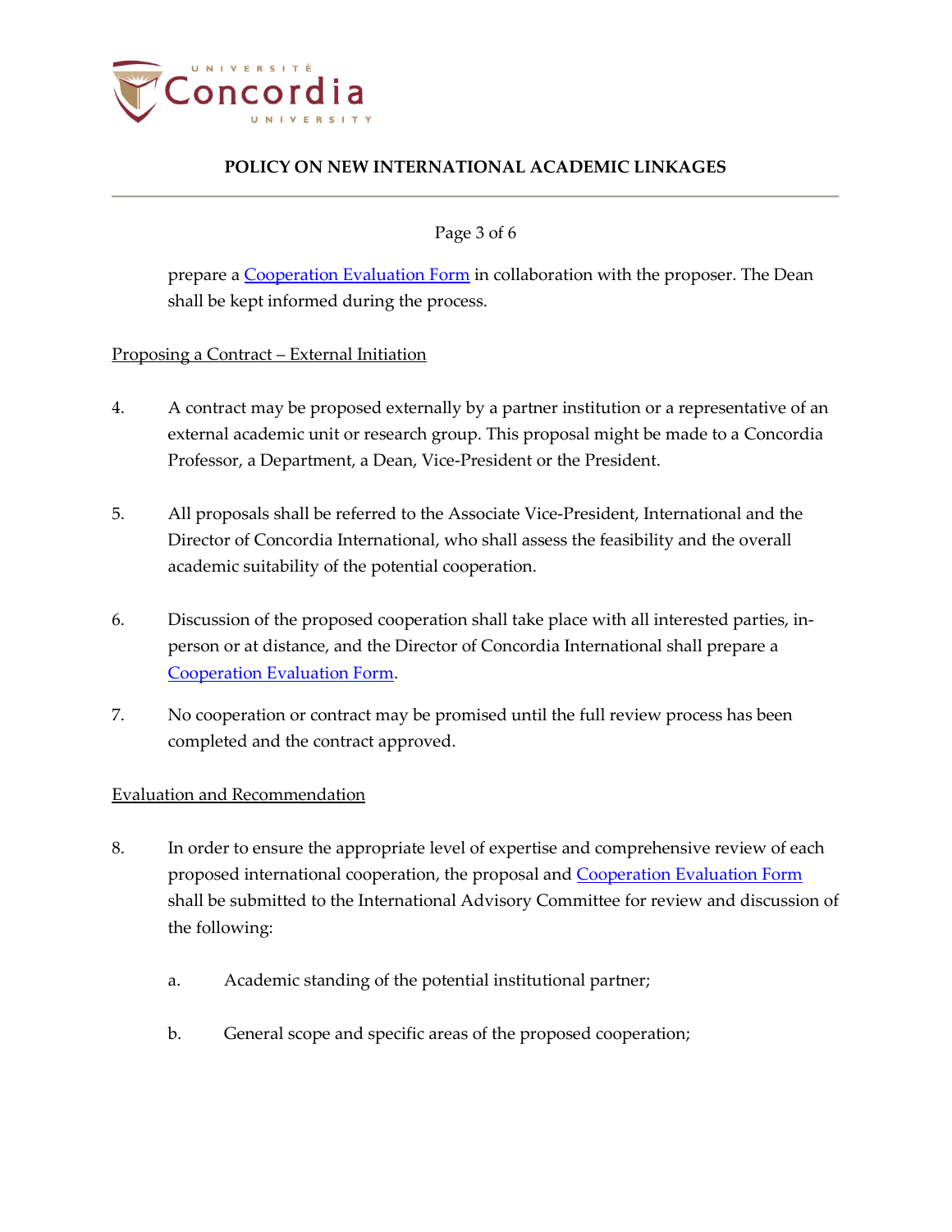prepare a [Cooperation Evaluation Form] in collaboration with the proposer. The Dean shall be kept informed during the process.

Proposing a Contract – External Initiation

4. A contract may be proposed externally by a partner institution or a representative of an external academic unit or research group. This proposal might be made to a Concordia Professor, a Department, a Dean, Vice-President or the President.

5. All proposals shall be referred to the Associate Vice-President, International and the Director of Concordia International, who shall assess the feasibility and the overall academic suitability of the potential cooperation.

6. Discussion of the proposed cooperation shall take place with all interested parties, in-person or at distance, and the Director of Concordia International shall prepare a [Cooperation Evaluation Form].

7. No cooperation or contract may be promised until the full review process has been completed and the contract approved.

Evaluation and Recommendation

8. In order to ensure the appropriate level of expertise and comprehensive review of each proposed international cooperation, the proposal and [Cooperation Evaluation Form] shall be submitted to the International Advisory Committee for review and discussion of the following:

   a. Academic standing of the potential institutional partner;

   b. General scope and specific areas of the proposed cooperation;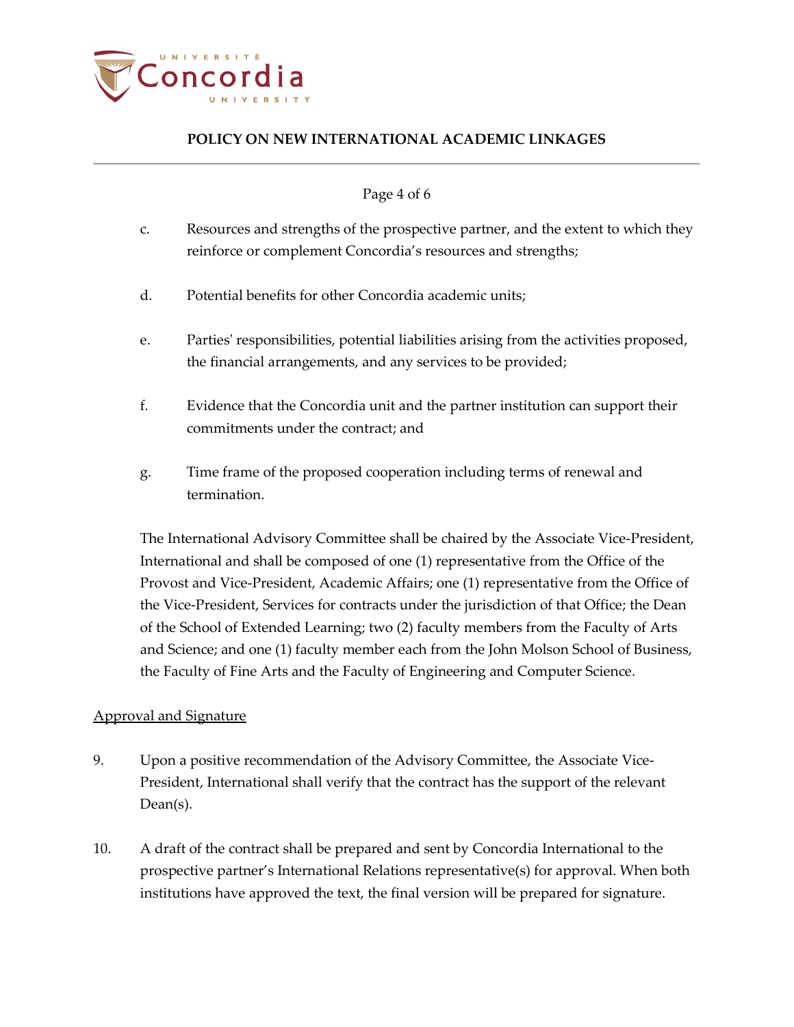c. Resources and strengths of the prospective partner, and the extent to which they reinforce or complement Concordia's resources and strengths;

d. Potential benefits for other Concordia academic units;

e. Parties' responsibilities, potential liabilities arising from the activities proposed, the financial arrangements, and any services to be provided;

f. Evidence that the Concordia unit and the partner institution can support their commitments under the contract; and

g. Time frame of the proposed cooperation including terms of renewal and termination.

The International Advisory Committee shall be chaired by the Associate Vice-President, International and shall be composed of one (1) representative from the Office of the Provost and Vice-President, Academic Affairs; one (1) representative from the Office of the Vice-President, Services for contracts under the jurisdiction of that Office; the Dean of the School of Extended Learning; two (2) faculty members from the Faculty of Arts and Science; and one (1) faculty member each from the John Molson School of Business, the Faculty of Fine Arts and the Faculty of Engineering and Computer Science.

<u>Approval and Signature</u>

9. Upon a positive recommendation of the Advisory Committee, the Associate Vice-President, International shall verify that the contract has the support of the relevant Dean(s).

10. A draft of the contract shall be prepared and sent by Concordia International to the prospective partner's International Relations representative(s) for approval. When both institutions have approved the text, the final version will be prepared for signature.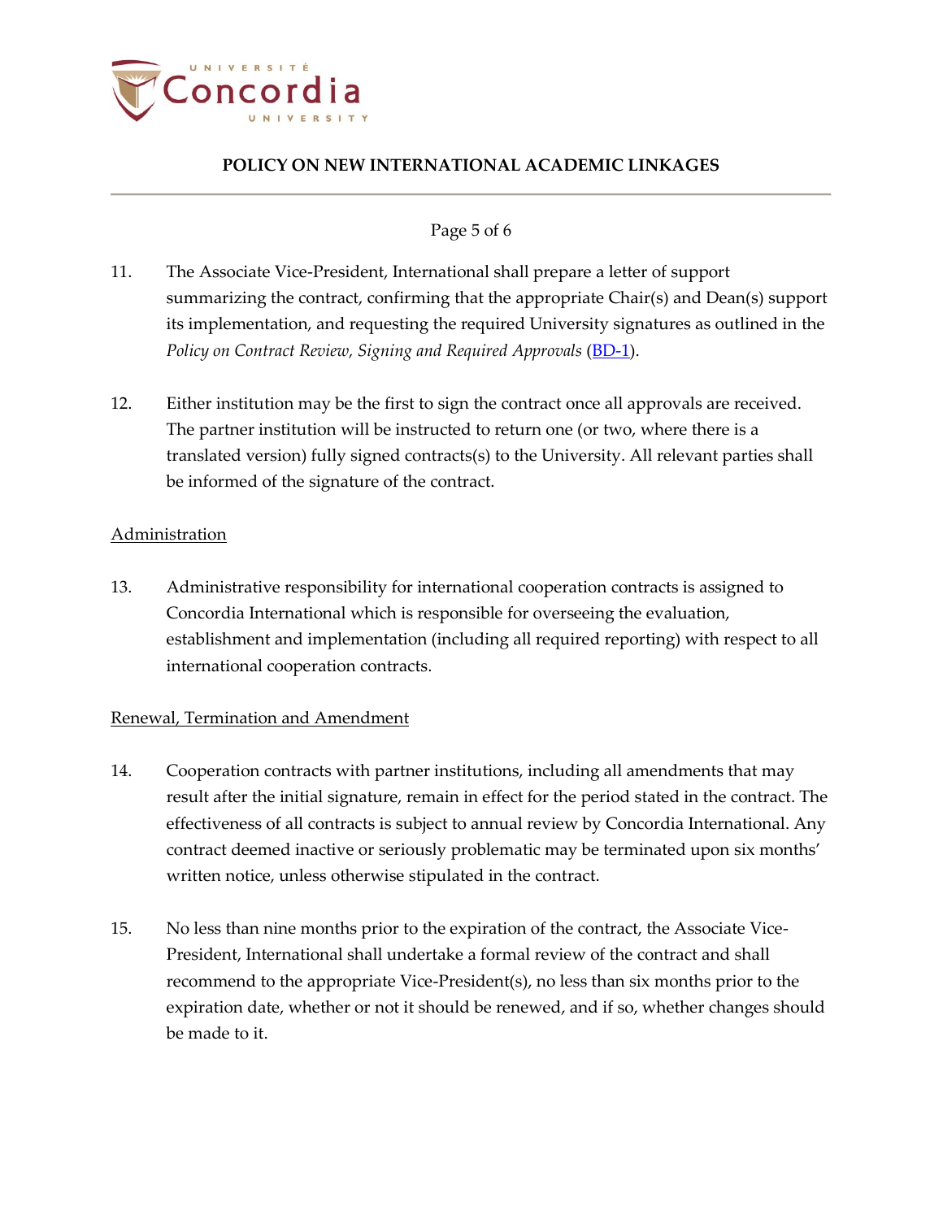11. The Associate Vice-President, International shall prepare a letter of support summarizing the contract, confirming that the appropriate Chair(s) and Dean(s) support its implementation, and requesting the required University signatures as outlined in the *Policy on Contract Review, Signing and Required Approvals* (BD-1).

12. Either institution may be the first to sign the contract once all approvals are received. The partner institution will be instructed to return one (or two, where there is a translated version) fully signed contracts(s) to the University. All relevant parties shall be informed of the signature of the contract.

## Administration

13. Administrative responsibility for international cooperation contracts is assigned to Concordia International which is responsible for overseeing the evaluation, establishment and implementation (including all required reporting) with respect to all international cooperation contracts.

## Renewal, Termination and Amendment

14. Cooperation contracts with partner institutions, including all amendments that may result after the initial signature, remain in effect for the period stated in the contract. The effectiveness of all contracts is subject to annual review by Concordia International. Any contract deemed inactive or seriously problematic may be terminated upon six months' written notice, unless otherwise stipulated in the contract.

15. No less than nine months prior to the expiration of the contract, the Associate Vice-President, International shall undertake a formal review of the contract and shall recommend to the appropriate Vice-President(s), no less than six months prior to the expiration date, whether or not it should be renewed, and if so, whether changes should be made to it.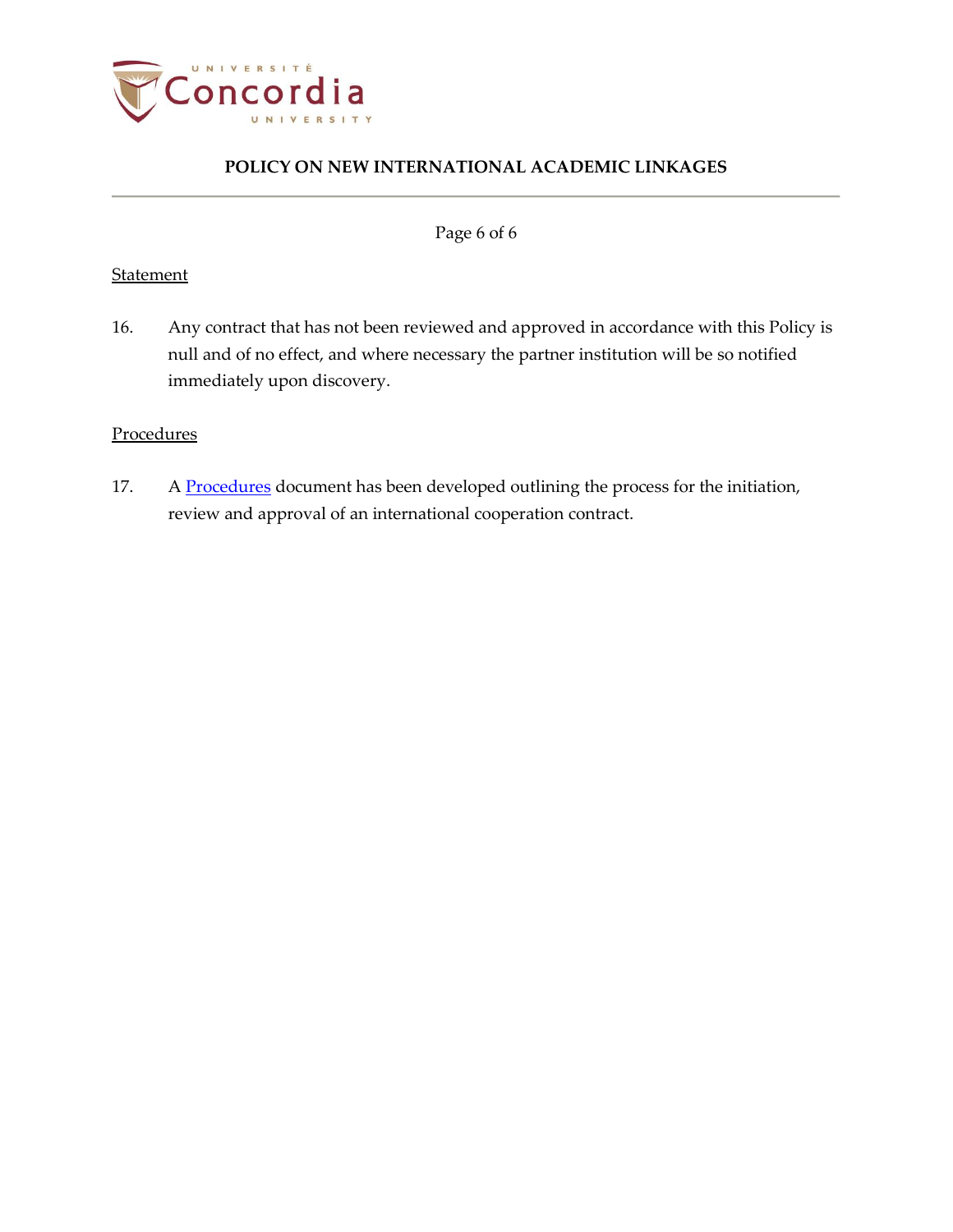Statement

16. Any contract that has not been reviewed and approved in accordance with this Policy is null and of no effect, and where necessary the partner institution will be so notified immediately upon discovery.

Procedures

17. A Procedures document has been developed outlining the process for the initiation, review and approval of an international cooperation contract.